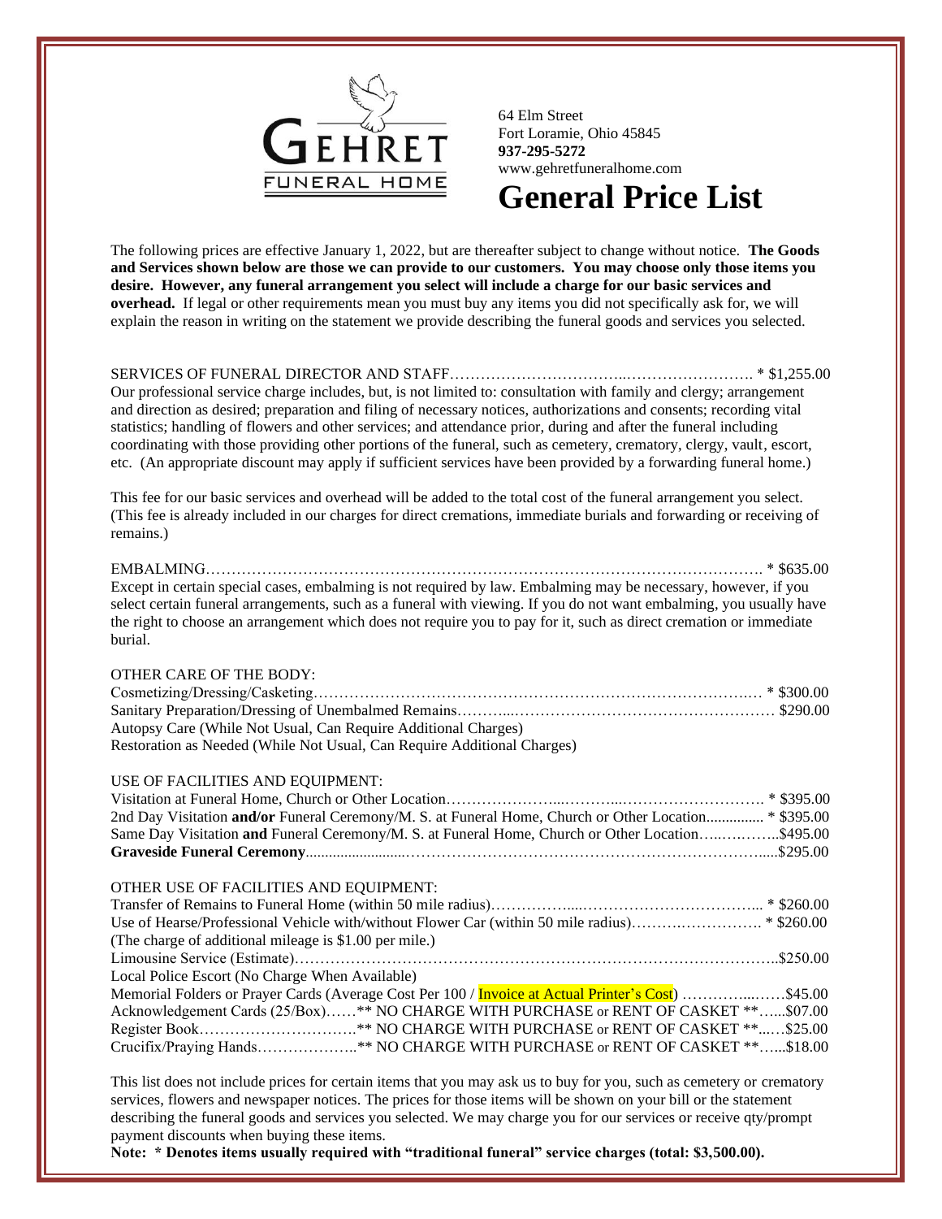GEHRET FUNERAL HOME

64 Elm Street
Fort Loramie, Ohio 45845
**937-295-5272**
www.gehretfuneralhome.com

# General Price List

The following prices are effective January 1, 2022, but are thereafter subject to change without notice. **The Goods and Services shown below are those we can provide to our customers. You may choose only those items you desire. However, any funeral arrangement you select will include a charge for our basic services and overhead.** If legal or other requirements mean you must buy any items you did not specifically ask for, we will explain the reason in writing on the statement we provide describing the funeral goods and services you selected.

SERVICES OF FUNERAL DIRECTOR AND STAFF……………………………..……………………. * $1,255.00
Our professional service charge includes, but, is not limited to: consultation with family and clergy; arrangement and direction as desired; preparation and filing of necessary notices, authorizations and consents; recording vital statistics; handling of flowers and other services; and attendance prior, during and after the funeral including coordinating with those providing other portions of the funeral, such as cemetery, crematory, clergy, vault, escort, etc. (An appropriate discount may apply if sufficient services have been provided by a forwarding funeral home.)

This fee for our basic services and overhead will be added to the total cost of the funeral arrangement you select. (This fee is already included in our charges for direct cremations, immediate burials and forwarding or receiving of remains.)

EMBALMING………………………………………………………………………………………………. * $635.00
Except in certain special cases, embalming is not required by law. Embalming may be necessary, however, if you select certain funeral arrangements, such as a funeral with viewing. If you do not want embalming, you usually have the right to choose an arrangement which does not require you to pay for it, such as direct cremation or immediate burial.

OTHER CARE OF THE BODY:
Cosmetizing/Dressing/Casketing……………………………………………………………………………. * $300.00
Sanitary Preparation/Dressing of Unembalmed Remains………...……………………………………………… $290.00
Autopsy Care (While Not Usual, Can Require Additional Charges)
Restoration as Needed (While Not Usual, Can Require Additional Charges)

USE OF FACILITIES AND EQUIPMENT:
Visitation at Funeral Home, Church or Other Location…………………...………...………………………. * $395.00
2nd Day Visitation **and/or** Funeral Ceremony/M. S. at Funeral Home, Church or Other Location............... * $395.00
Same Day Visitation **and** Funeral Ceremony/M. S. at Funeral Home, Church or Other Location…..…..……..$495.00
**Graveside Funeral Ceremony**.........................………………………………………………………….....$295.00

OTHER USE OF FACILITIES AND EQUIPMENT:
Transfer of Remains to Funeral Home (within 50 mile radius)……………......…………………………….... * $260.00
Use of Hearse/Professional Vehicle with/without Flower Car (within 50 mile radius)……….……………. * $260.00
(The charge of additional mileage is $1.00 per mile.)
Limousine Service (Estimate)……………………………………………………………………………..$250.00
Local Police Escort (No Charge When Available)
Memorial Folders or Prayer Cards (Average Cost Per 100 / Invoice at Actual Printer's Cost) …………...……$45.00
Acknowledgement Cards (25/Box)……** NO CHARGE WITH PURCHASE or RENT OF CASKET **…...$07.00
Register Book………………………….** NO CHARGE WITH PURCHASE or RENT OF CASKET **...…$25.00
Crucifix/Praying Hands………………..** NO CHARGE WITH PURCHASE or RENT OF CASKET **…...$18.00

This list does not include prices for certain items that you may ask us to buy for you, such as cemetery or crematory services, flowers and newspaper notices. The prices for those items will be shown on your bill or the statement describing the funeral goods and services you selected. We may charge you for our services or receive qty/prompt payment discounts when buying these items.

**Note: * Denotes items usually required with "traditional funeral" service charges (total: $3,500.00).**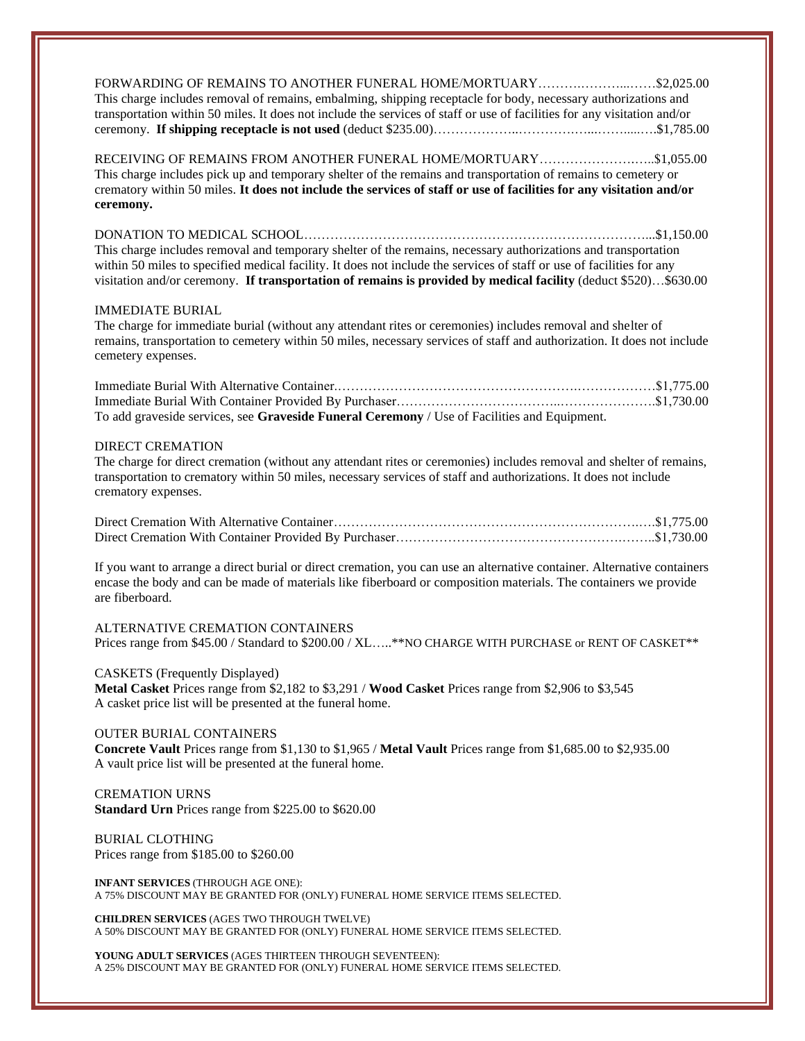FORWARDING OF REMAINS TO ANOTHER FUNERAL HOME/MORTUARY……….………...…….$2,025.00
This charge includes removal of remains, embalming, shipping receptacle for body, necessary authorizations and transportation within 50 miles. It does not include the services of staff or use of facilities for any visitation and/or ceremony. **If shipping receptacle is not used** (deduct $235.00)………………..…………….....……......….$1,785.00

RECEIVING OF REMAINS FROM ANOTHER FUNERAL HOME/MORTUARY…………………….…..$1,055.00
This charge includes pick up and temporary shelter of the remains and transportation of remains to cemetery or crematory within 50 miles. **It does not include the services of staff or use of facilities for any visitation and/or ceremony.**

DONATION TO MEDICAL SCHOOL…………………………………………………………………...$1,150.00
This charge includes removal and temporary shelter of the remains, necessary authorizations and transportation within 50 miles to specified medical facility. It does not include the services of staff or use of facilities for any visitation and/or ceremony. **If transportation of remains is provided by medical facility** (deduct $520)…$630.00

IMMEDIATE BURIAL
The charge for immediate burial (without any attendant rites or ceremonies) includes removal and shelter of remains, transportation to cemetery within 50 miles, necessary services of staff and authorization. It does not include cemetery expenses.

Immediate Burial With Alternative Container.……………………………………………….………………$1,775.00
Immediate Burial With Container Provided By Purchaser………………….…………...………………….$1,730.00
To add graveside services, see **Graveside Funeral Ceremony** / Use of Facilities and Equipment.

DIRECT CREMATION
The charge for direct cremation (without any attendant rites or ceremonies) includes removal and shelter of remains, transportation to crematory within 50 miles, necessary services of staff and authorizations. It does not include crematory expenses.

Direct Cremation With Alternative Container…………………………………………………………….….$1,775.00
Direct Cremation With Container Provided By Purchaser……………………………………….……..$1,730.00

If you want to arrange a direct burial or direct cremation, you can use an alternative container. Alternative containers encase the body and can be made of materials like fiberboard or composition materials. The containers we provide are fiberboard.

ALTERNATIVE CREMATION CONTAINERS
Prices range from $45.00 / Standard to $200.00 / XL…..**NO CHARGE WITH PURCHASE or RENT OF CASKET**

CASKETS (Frequently Displayed)
**Metal Casket** Prices range from $2,182 to $3,291 / **Wood Casket** Prices range from $2,906 to $3,545
A casket price list will be presented at the funeral home.

OUTER BURIAL CONTAINERS
**Concrete Vault** Prices range from $1,130 to $1,965 / **Metal Vault** Prices range from $1,685.00 to $2,935.00
A vault price list will be presented at the funeral home.

CREMATION URNS
**Standard Urn** Prices range from $225.00 to $620.00

BURIAL CLOTHING
Prices range from $185.00 to $260.00

**INFANT SERVICES** (THROUGH AGE ONE):
A 75% DISCOUNT MAY BE GRANTED FOR (ONLY) FUNERAL HOME SERVICE ITEMS SELECTED.

**CHILDREN SERVICES** (AGES TWO THROUGH TWELVE)
A 50% DISCOUNT MAY BE GRANTED FOR (ONLY) FUNERAL HOME SERVICE ITEMS SELECTED.

**YOUNG ADULT SERVICES** (AGES THIRTEEN THROUGH SEVENTEEN):
A 25% DISCOUNT MAY BE GRANTED FOR (ONLY) FUNERAL HOME SERVICE ITEMS SELECTED.